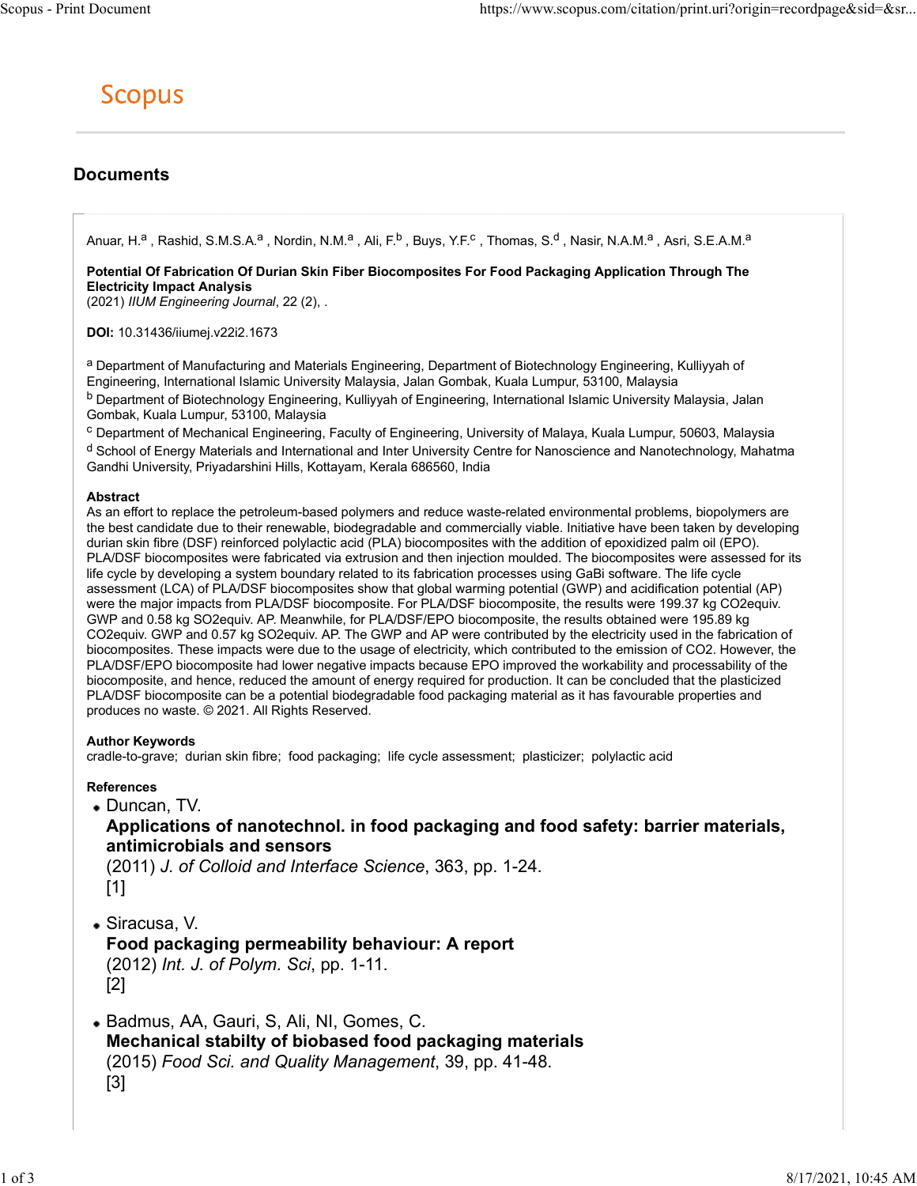# Scopus

## Documents

Anuar, H.[a], Rashid, S.M.S.A.[a], Nordin, N.M.[a], Ali, F.[b], Buys, Y.F.[c], Thomas, S.[d], Nasir, N.A.M.[a], Asri, S.E.A.M.[a]

**Potential Of Fabrication Of Durian Skin Fiber Biocomposites For Food Packaging Application Through The Electricity Impact Analysis**
(2021) *IIUM Engineering Journal*, 22 (2), .

**DOI:** 10.31436/iiumej.v22i2.1673

[a] Department of Manufacturing and Materials Engineering, Department of Biotechnology Engineering, Kulliyyah of Engineering, International Islamic University Malaysia, Jalan Gombak, Kuala Lumpur, 53100, Malaysia
[b] Department of Biotechnology Engineering, Kulliyyah of Engineering, International Islamic University Malaysia, Jalan Gombak, Kuala Lumpur, 53100, Malaysia
[c] Department of Mechanical Engineering, Faculty of Engineering, University of Malaya, Kuala Lumpur, 50603, Malaysia
[d] School of Energy Materials and International and Inter University Centre for Nanoscience and Nanotechnology, Mahatma Gandhi University, Priyadarshini Hills, Kottayam, Kerala 686560, India

**Abstract**
As an effort to replace the petroleum-based polymers and reduce waste-related environmental problems, biopolymers are the best candidate due to their renewable, biodegradable and commercially viable. Initiative have been taken by developing durian skin fibre (DSF) reinforced polylactic acid (PLA) biocomposites with the addition of epoxidized palm oil (EPO). PLA/DSF biocomposites were fabricated via extrusion and then injection moulded. The biocomposites were assessed for its life cycle by developing a system boundary related to its fabrication processes using GaBi software. The life cycle assessment (LCA) of PLA/DSF biocomposites show that global warming potential (GWP) and acidification potential (AP) were the major impacts from PLA/DSF biocomposite. For PLA/DSF biocomposite, the results were 199.37 kg CO2equiv. GWP and 0.58 kg SO2equiv. AP. Meanwhile, for PLA/DSF/EPO biocomposite, the results obtained were 195.89 kg CO2equiv. GWP and 0.57 kg SO2equiv. AP. The GWP and AP were contributed by the electricity used in the fabrication of biocomposites. These impacts were due to the usage of electricity, which contributed to the emission of CO2. However, the PLA/DSF/EPO biocomposite had lower negative impacts because EPO improved the workability and processability of the biocomposite, and hence, reduced the amount of energy required for production. It can be concluded that the plasticized PLA/DSF biocomposite can be a potential biodegradable food packaging material as it has favourable properties and produces no waste. © 2021. All Rights Reserved.

**Author Keywords**
cradle-to-grave; durian skin fibre; food packaging; life cycle assessment; plasticizer; polylactic acid

**References**

- Duncan, TV.
  **Applications of nanotechnol. in food packaging and food safety: barrier materials, antimicrobials and sensors**
  (2011) *J. of Colloid and Interface Science*, 363, pp. 1-24.
  [1]

- Siracusa, V.
  **Food packaging permeability behaviour: A report**
  (2012) *Int. J. of Polym. Sci*, pp. 1-11.
  [2]

- Badmus, AA, Gauri, S, Ali, NI, Gomes, C.
  **Mechanical stabilty of biobased food packaging materials**
  (2015) *Food Sci. and Quality Management*, 39, pp. 41-48.
  [3]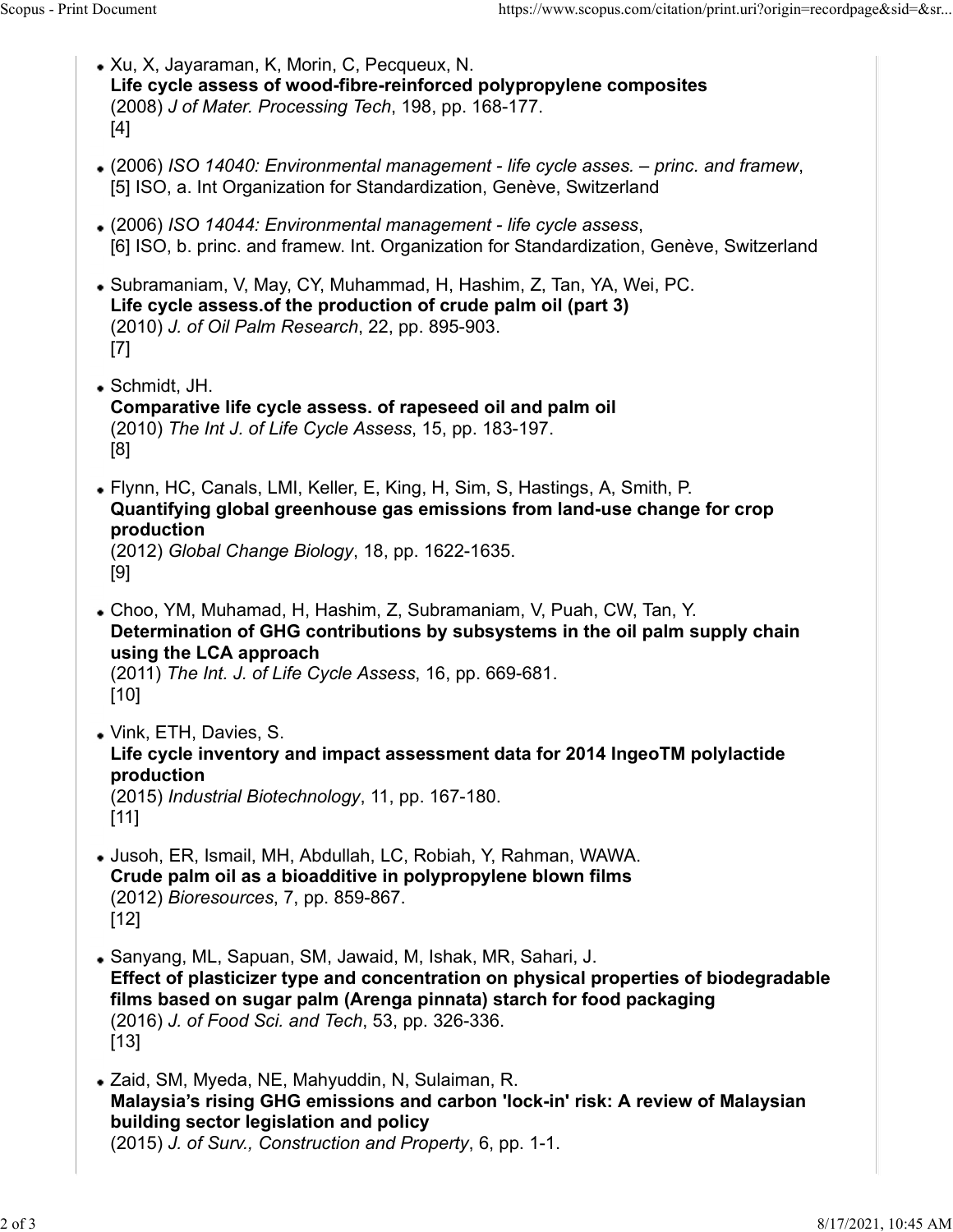- Xu, X, Jayaraman, K, Morin, C, Pecqueux, N.
  **Life cycle assess of wood-fibre-reinforced polypropylene composites**
  (2008) *J of Mater. Processing Tech*, 198, pp. 168-177.
  [4]

- (2006) *ISO 14040: Environmental management - life cycle asses. – princ. and framew*,
  [5] ISO, a. Int Organization for Standardization, Genève, Switzerland

- (2006) *ISO 14044: Environmental management - life cycle assess*,
  [6] ISO, b. princ. and framew. Int. Organization for Standardization, Genève, Switzerland

- Subramaniam, V, May, CY, Muhammad, H, Hashim, Z, Tan, YA, Wei, PC.
  **Life cycle assess.of the production of crude palm oil (part 3)**
  (2010) *J. of Oil Palm Research*, 22, pp. 895-903.
  [7]

- Schmidt, JH.
  **Comparative life cycle assess. of rapeseed oil and palm oil**
  (2010) *The Int J. of Life Cycle Assess*, 15, pp. 183-197.
  [8]

- Flynn, HC, Canals, LMI, Keller, E, King, H, Sim, S, Hastings, A, Smith, P.
  **Quantifying global greenhouse gas emissions from land-use change for crop production**
  (2012) *Global Change Biology*, 18, pp. 1622-1635.
  [9]

- Choo, YM, Muhamad, H, Hashim, Z, Subramaniam, V, Puah, CW, Tan, Y.
  **Determination of GHG contributions by subsystems in the oil palm supply chain using the LCA approach**
  (2011) *The Int. J. of Life Cycle Assess*, 16, pp. 669-681.
  [10]

- Vink, ETH, Davies, S.
  **Life cycle inventory and impact assessment data for 2014 IngeoTM polylactide production**
  (2015) *Industrial Biotechnology*, 11, pp. 167-180.
  [11]

- Jusoh, ER, Ismail, MH, Abdullah, LC, Robiah, Y, Rahman, WAWA.
  **Crude palm oil as a bioadditive in polypropylene blown films**
  (2012) *Bioresources*, 7, pp. 859-867.
  [12]

- Sanyang, ML, Sapuan, SM, Jawaid, M, Ishak, MR, Sahari, J.
  **Effect of plasticizer type and concentration on physical properties of biodegradable films based on sugar palm (Arenga pinnata) starch for food packaging**
  (2016) *J. of Food Sci. and Tech*, 53, pp. 326-336.
  [13]

- Zaid, SM, Myeda, NE, Mahyuddin, N, Sulaiman, R.
  **Malaysia's rising GHG emissions and carbon 'lock-in' risk: A review of Malaysian building sector legislation and policy**
  (2015) *J. of Surv., Construction and Property*, 6, pp. 1-1.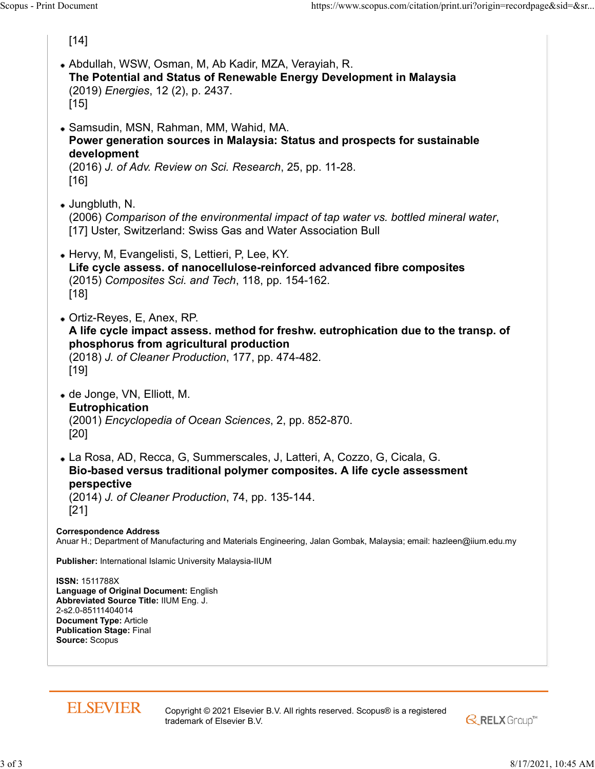[14]

- Abdullah, WSW, Osman, M, Ab Kadir, MZA, Verayiah, R.
  **The Potential and Status of Renewable Energy Development in Malaysia**
  (2019) *Energies*, 12 (2), p. 2437.
  [15]

- Samsudin, MSN, Rahman, MM, Wahid, MA.
  **Power generation sources in Malaysia: Status and prospects for sustainable development**
  (2016) *J. of Adv. Review on Sci. Research*, 25, pp. 11-28.
  [16]

- Jungbluth, N.
  (2006) *Comparison of the environmental impact of tap water vs. bottled mineral water*,
  [17] Uster, Switzerland: Swiss Gas and Water Association Bull

- Hervy, M, Evangelisti, S, Lettieri, P, Lee, KY.
  **Life cycle assess. of nanocellulose-reinforced advanced fibre composites**
  (2015) *Composites Sci. and Tech*, 118, pp. 154-162.
  [18]

- Ortiz-Reyes, E, Anex, RP.
  **A life cycle impact assess. method for freshw. eutrophication due to the transp. of phosphorus from agricultural production**
  (2018) *J. of Cleaner Production*, 177, pp. 474-482.
  [19]

- de Jonge, VN, Elliott, M.
  **Eutrophication**
  (2001) *Encyclopedia of Ocean Sciences*, 2, pp. 852-870.
  [20]

- La Rosa, AD, Recca, G, Summerscales, J, Latteri, A, Cozzo, G, Cicala, G.
  **Bio-based versus traditional polymer composites. A life cycle assessment perspective**
  (2014) *J. of Cleaner Production*, 74, pp. 135-144.
  [21]

**Correspondence Address**
Anuar H.; Department of Manufacturing and Materials Engineering, Jalan Gombak, Malaysia; email: hazleen@iium.edu.my

**Publisher:** International Islamic University Malaysia-IIUM

**ISSN:** 1511788X
**Language of Original Document:** English
**Abbreviated Source Title:** IIUM Eng. J.
2-s2.0-85111404014
**Document Type:** Article
**Publication Stage:** Final
**Source:** Scopus

ELSEVIER

Copyright © 2021 Elsevier B.V. All rights reserved. Scopus® is a registered trademark of Elsevier B.V.

RELX Group™